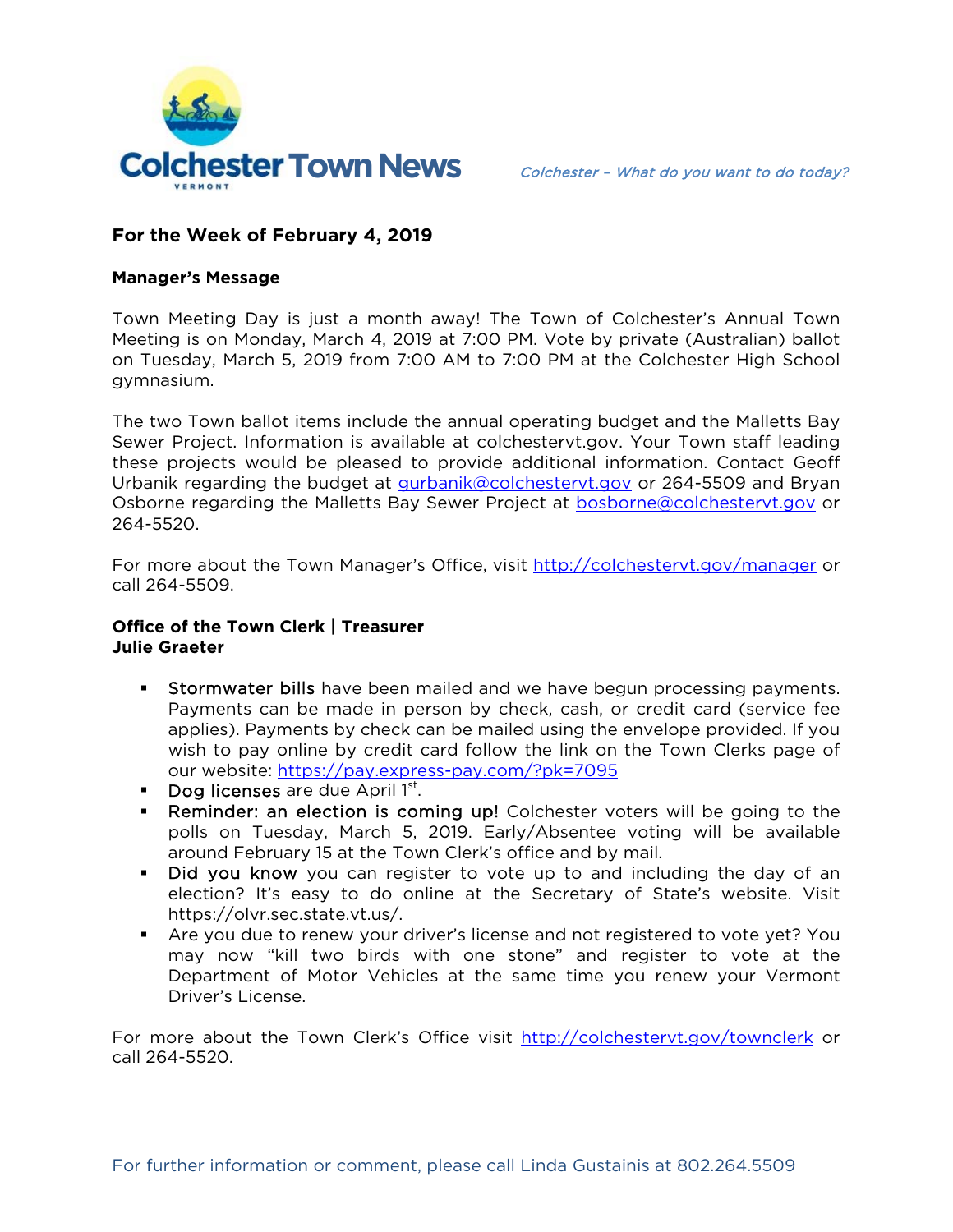# Colchester Town News

*Colchester – What do you want to do today?*

## For the Week of February 4, 2019

### Manager's Message

Town Meeting Day is just a month away! The Town of Colchester's Annual Town Meeting is on Monday, March 4, 2019 at 7:00 PM. Vote by private (Australian) ballot on Tuesday, March 5, 2019 from 7:00 AM to 7:00 PM at the Colchester High School gymnasium.

The two Town ballot items include the annual operating budget and the Malletts Bay Sewer Project. Information is available at colchestervt.gov. Your Town staff leading these projects would be pleased to provide additional information. Contact Geoff Urbanik regarding the budget at [gurbanik@colchestervt.gov](mailto:gurbanik@colchestervt.gov) or 264-5509 and Bryan Osborne regarding the Malletts Bay Sewer Project at [bosborne@colchestervt.gov](mailto:bosborne@colchestervt.gov) or 264-5520.

For more about the Town Manager's Office, visit [http://colchestervt.gov/manager](http://colchestervt.gov/manager) or call 264-5509.

### Office of the Town Clerk | Treasurer
### Julie Graeter

- Stormwater bills have been mailed and we have begun processing payments. Payments can be made in person by check, cash, or credit card (service fee applies). Payments by check can be mailed using the envelope provided. If you wish to pay online by credit card follow the link on the Town Clerks page of our website: [https://pay.express-pay.com/?pk=7095](https://pay.express-pay.com/?pk=7095)
- Dog licenses are due April 1st.
- Reminder: an election is coming up! Colchester voters will be going to the polls on Tuesday, March 5, 2019. Early/Absentee voting will be available around February 15 at the Town Clerk's office and by mail.
- Did you know you can register to vote up to and including the day of an election? It's easy to do online at the Secretary of State's website. Visit https://olvr.sec.state.vt.us/.
- Are you due to renew your driver's license and not registered to vote yet? You may now "kill two birds with one stone" and register to vote at the Department of Motor Vehicles at the same time you renew your Vermont Driver's License.

For more about the Town Clerk's Office visit [http://colchestervt.gov/townclerk](http://colchestervt.gov/townclerk) or call 264-5520.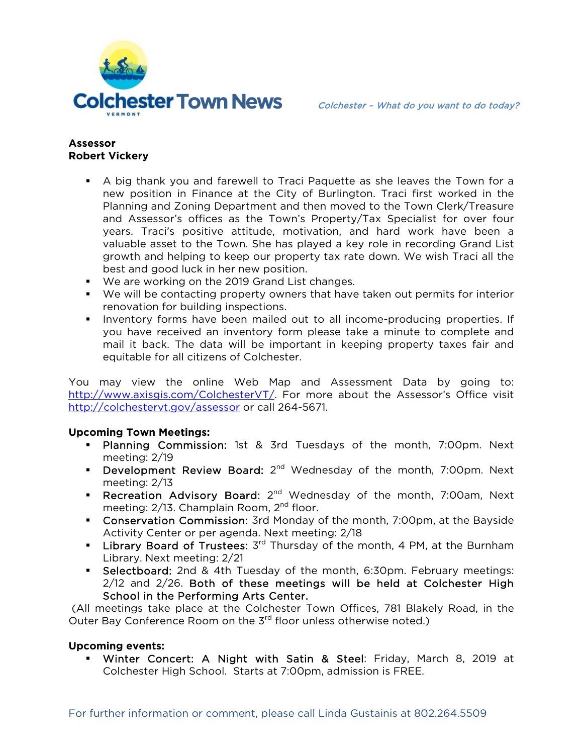**Assessor**
**Robert Vickery**

- A big thank you and farewell to Traci Paquette as she leaves the Town for a new position in Finance at the City of Burlington. Traci first worked in the Planning and Zoning Department and then moved to the Town Clerk/Treasure and Assessor's offices as the Town's Property/Tax Specialist for over four years. Traci's positive attitude, motivation, and hard work have been a valuable asset to the Town. She has played a key role in recording Grand List growth and helping to keep our property tax rate down. We wish Traci all the best and good luck in her new position.
- We are working on the 2019 Grand List changes.
- We will be contacting property owners that have taken out permits for interior renovation for building inspections.
- Inventory forms have been mailed out to all income-producing properties. If you have received an inventory form please take a minute to complete and mail it back. The data will be important in keeping property taxes fair and equitable for all citizens of Colchester.

You may view the online Web Map and Assessment Data by going to: http://www.axisgis.com/ColchesterVT/. For more about the Assessor's Office visit http://colchestervt.gov/assessor or call 264-5671.

**Upcoming Town Meetings:**

- Planning Commission: 1st & 3rd Tuesdays of the month, 7:00pm. Next meeting: 2/19
- Development Review Board: 2nd Wednesday of the month, 7:00pm. Next meeting: 2/13
- Recreation Advisory Board: 2nd Wednesday of the month, 7:00am, Next meeting: 2/13. Champlain Room, 2nd floor.
- Conservation Commission: 3rd Monday of the month, 7:00pm, at the Bayside Activity Center or per agenda. Next meeting: 2/18
- Library Board of Trustees: 3rd Thursday of the month, 4 PM, at the Burnham Library. Next meeting: 2/21
- Selectboard: 2nd & 4th Tuesday of the month, 6:30pm. February meetings: 2/12 and 2/26. Both of these meetings will be held at Colchester High School in the Performing Arts Center.

(All meetings take place at the Colchester Town Offices, 781 Blakely Road, in the Outer Bay Conference Room on the 3rd floor unless otherwise noted.)

**Upcoming events:**

- Winter Concert: A Night with Satin & Steel: Friday, March 8, 2019 at Colchester High School. Starts at 7:00pm, admission is FREE.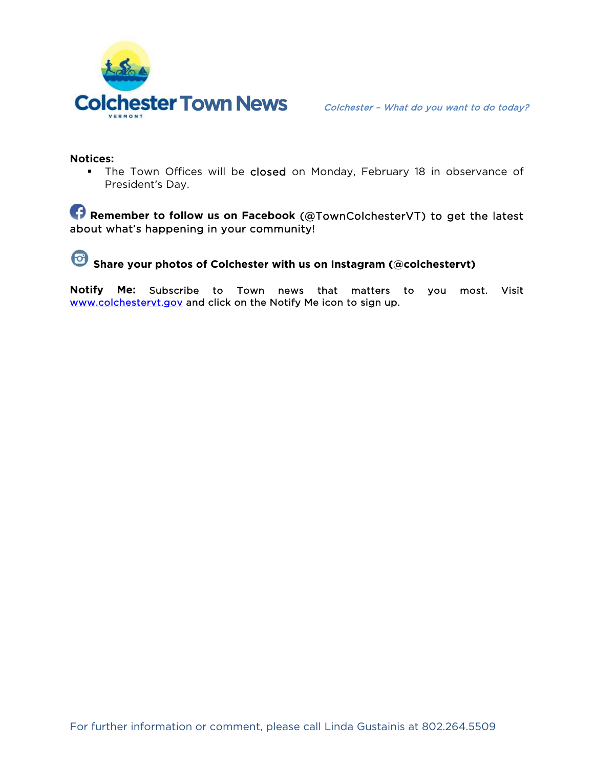Colchester Town News
VERMONT

*Colchester – What do you want to do today?*

**Notices:**

- The Town Offices will be closed on Monday, February 18 in observance of President's Day.

**Remember to follow us on Facebook** (@TownColchesterVT) to get the latest about what's happening in your community!

**Share your photos of Colchester with us on Instagram (@colchestervt)**

**Notify Me:** Subscribe to Town news that matters to you most. Visit www.colchestervt.gov and click on the Notify Me icon to sign up.

For further information or comment, please call Linda Gustainis at 802.264.5509